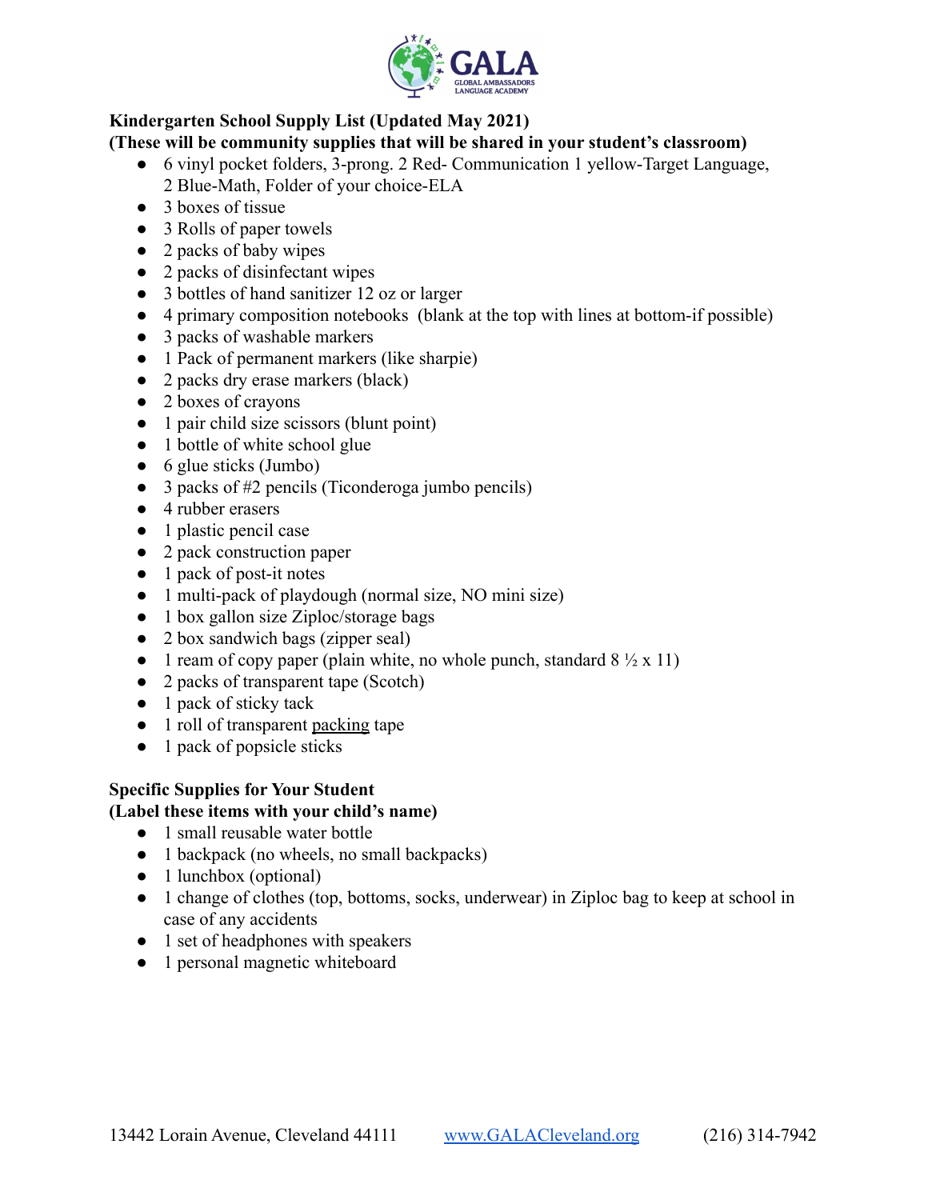GALA

GLOBAL AMBASSADORS LANGUAGE ACADEMY

**Kindergarten School Supply List (Updated May 2021)**
**(These will be community supplies that will be shared in your student's classroom)**

- 6 vinyl pocket folders, 3-prong. 2 Red- Communication 1 yellow-Target Language, 2 Blue-Math, Folder of your choice-ELA
- 3 boxes of tissue
- 3 Rolls of paper towels
- 2 packs of baby wipes
- 2 packs of disinfectant wipes
- 3 bottles of hand sanitizer 12 oz or larger
- 4 primary composition notebooks (blank at the top with lines at bottom-if possible)
- 3 packs of washable markers
- 1 Pack of permanent markers (like sharpie)
- 2 packs dry erase markers (black)
- 2 boxes of crayons
- 1 pair child size scissors (blunt point)
- 1 bottle of white school glue
- 6 glue sticks (Jumbo)
- 3 packs of #2 pencils (Ticonderoga jumbo pencils)
- 4 rubber erasers
- 1 plastic pencil case
- 2 pack construction paper
- 1 pack of post-it notes
- 1 multi-pack of playdough (normal size, NO mini size)
- 1 box gallon size Ziploc/storage bags
- 2 box sandwich bags (zipper seal)
- 1 ream of copy paper (plain white, no whole punch, standard 8 ½ x 11)
- 2 packs of transparent tape (Scotch)
- 1 pack of sticky tack
- 1 roll of transparent packing tape
- 1 pack of popsicle sticks

**Specific Supplies for Your Student**
**(Label these items with your child's name)**

- 1 small reusable water bottle
- 1 backpack (no wheels, no small backpacks)
- 1 lunchbox (optional)
- 1 change of clothes (top, bottoms, socks, underwear) in Ziploc bag to keep at school in case of any accidents
- 1 set of headphones with speakers
- 1 personal magnetic whiteboard

13442 Lorain Avenue, Cleveland 44111 www.GALACleveland.org (216) 314-7942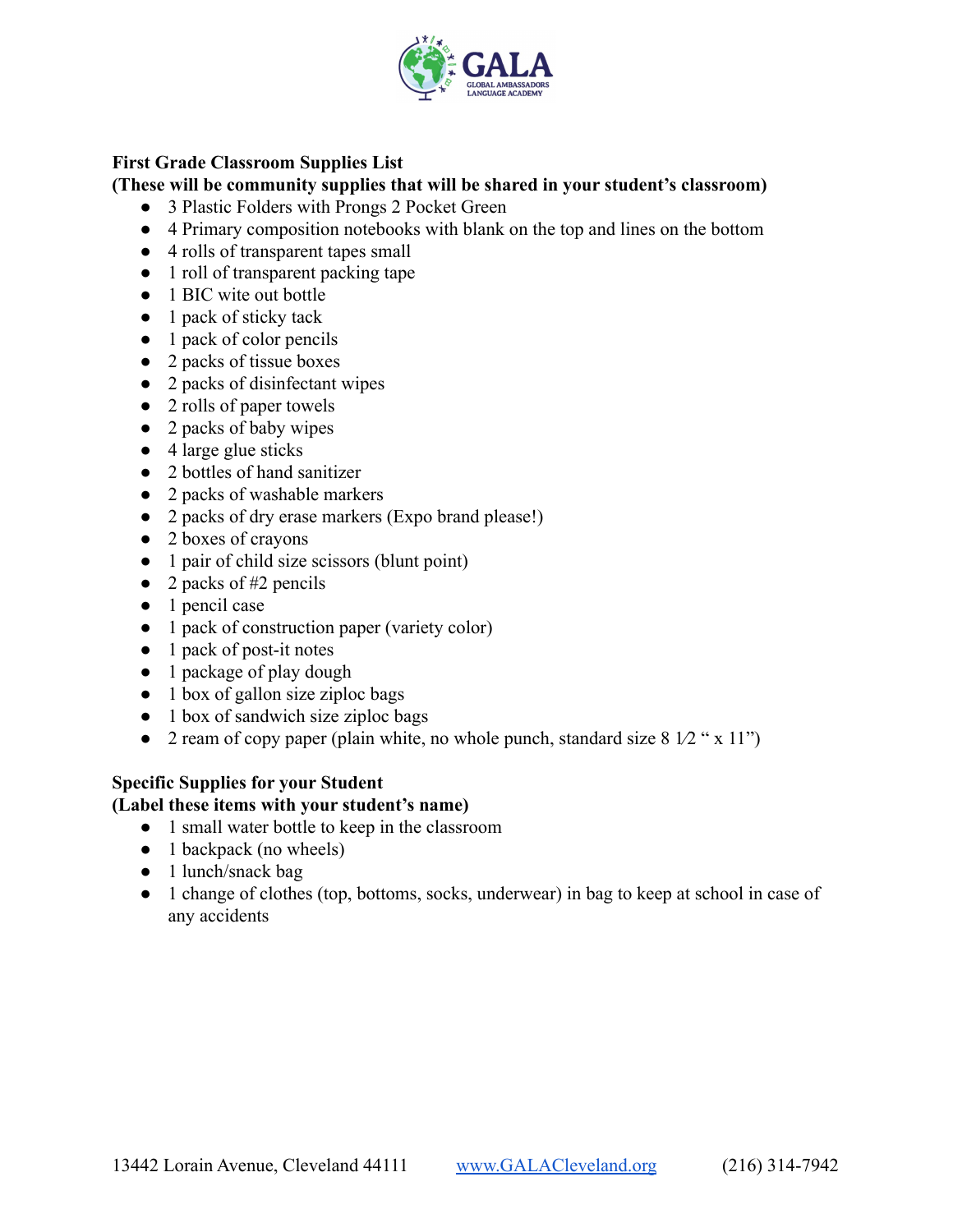**First Grade Classroom Supplies List**
**(These will be community supplies that will be shared in your student's classroom)**

- 3 Plastic Folders with Prongs 2 Pocket Green
- 4 Primary composition notebooks with blank on the top and lines on the bottom
- 4 rolls of transparent tapes small
- 1 roll of transparent packing tape
- 1 BIC wite out bottle
- 1 pack of sticky tack
- 1 pack of color pencils
- 2 packs of tissue boxes
- 2 packs of disinfectant wipes
- 2 rolls of paper towels
- 2 packs of baby wipes
- 4 large glue sticks
- 2 bottles of hand sanitizer
- 2 packs of washable markers
- 2 packs of dry erase markers (Expo brand please!)
- 2 boxes of crayons
- 1 pair of child size scissors (blunt point)
- 2 packs of #2 pencils
- 1 pencil case
- 1 pack of construction paper (variety color)
- 1 pack of post-it notes
- 1 package of play dough
- 1 box of gallon size ziploc bags
- 1 box of sandwich size ziploc bags
- 2 ream of copy paper (plain white, no whole punch, standard size 8 1⁄2 " x 11")

**Specific Supplies for your Student**
**(Label these items with your student's name)**

- 1 small water bottle to keep in the classroom
- 1 backpack (no wheels)
- 1 lunch/snack bag
- 1 change of clothes (top, bottoms, socks, underwear) in bag to keep at school in case of any accidents

13442 Lorain Avenue, Cleveland 44111 www.GALACleveland.org (216) 314-7942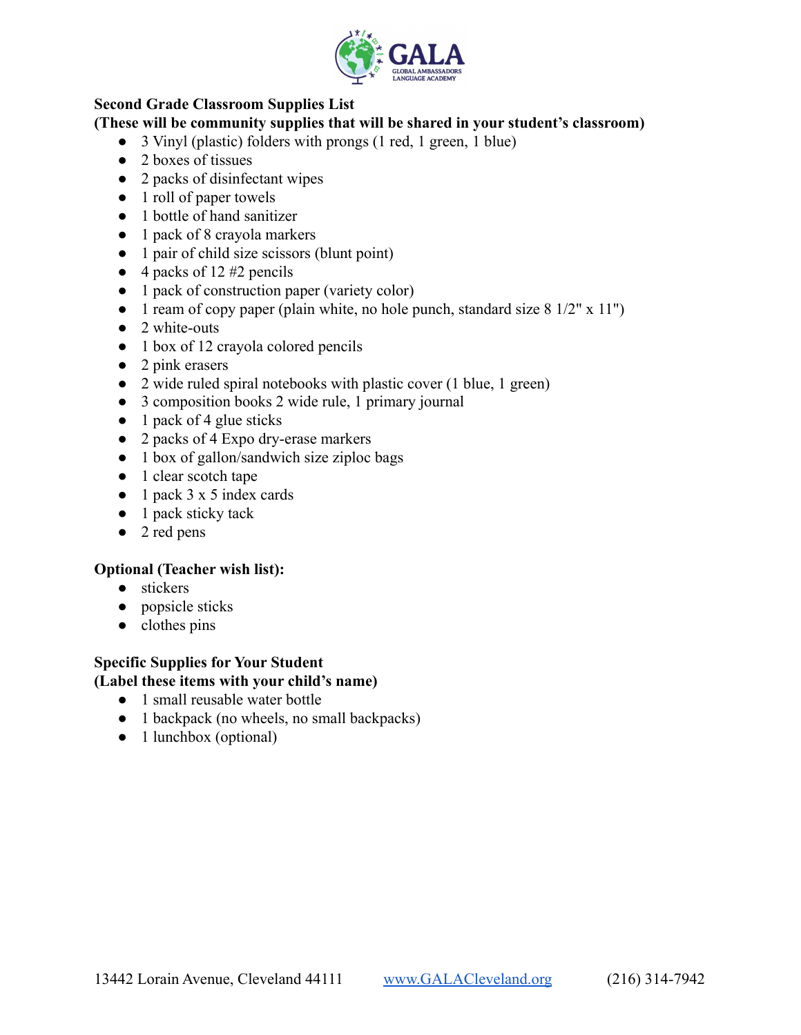**Second Grade Classroom Supplies List**
**(These will be community supplies that will be shared in your student's classroom)**

- 3 Vinyl (plastic) folders with prongs (1 red, 1 green, 1 blue)
- 2 boxes of tissues
- 2 packs of disinfectant wipes
- 1 roll of paper towels
- 1 bottle of hand sanitizer
- 1 pack of 8 crayola markers
- 1 pair of child size scissors (blunt point)
- 4 packs of 12 #2 pencils
- 1 pack of construction paper (variety color)
- 1 ream of copy paper (plain white, no hole punch, standard size 8 1/2" x 11")
- 2 white-outs
- 1 box of 12 crayola colored pencils
- 2 pink erasers
- 2 wide ruled spiral notebooks with plastic cover (1 blue, 1 green)
- 3 composition books 2 wide rule, 1 primary journal
- 1 pack of 4 glue sticks
- 2 packs of 4 Expo dry-erase markers
- 1 box of gallon/sandwich size ziploc bags
- 1 clear scotch tape
- 1 pack 3 x 5 index cards
- 1 pack sticky tack
- 2 red pens

**Optional (Teacher wish list):**

- stickers
- popsicle sticks
- clothes pins

**Specific Supplies for Your Student**
**(Label these items with your child's name)**

- 1 small reusable water bottle
- 1 backpack (no wheels, no small backpacks)
- 1 lunchbox (optional)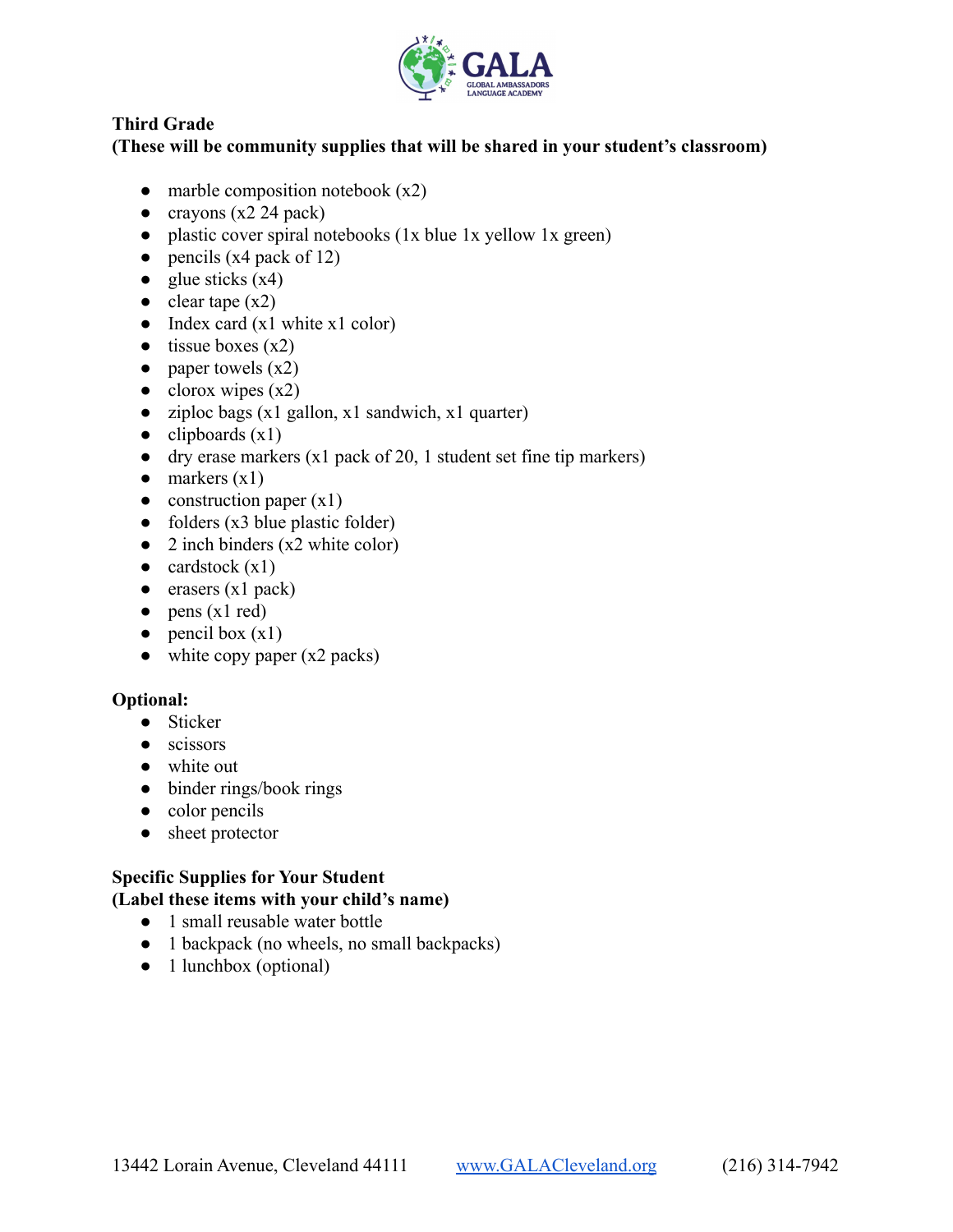**Third Grade**
**(These will be community supplies that will be shared in your student's classroom)**

- marble composition notebook (x2)
- crayons (x2 24 pack)
- plastic cover spiral notebooks (1x blue 1x yellow 1x green)
- pencils (x4 pack of 12)
- glue sticks (x4)
- clear tape (x2)
- Index card (x1 white x1 color)
- tissue boxes (x2)
- paper towels (x2)
- clorox wipes (x2)
- ziploc bags (x1 gallon, x1 sandwich, x1 quarter)
- clipboards (x1)
- dry erase markers (x1 pack of 20, 1 student set fine tip markers)
- markers (x1)
- construction paper (x1)
- folders (x3 blue plastic folder)
- 2 inch binders (x2 white color)
- cardstock (x1)
- erasers (x1 pack)
- pens (x1 red)
- pencil box (x1)
- white copy paper (x2 packs)

**Optional:**

- Sticker
- scissors
- white out
- binder rings/book rings
- color pencils
- sheet protector

**Specific Supplies for Your Student**
**(Label these items with your child's name)**

- 1 small reusable water bottle
- 1 backpack (no wheels, no small backpacks)
- 1 lunchbox (optional)

13442 Lorain Avenue, Cleveland 44111 www.GALACleveland.org (216) 314-7942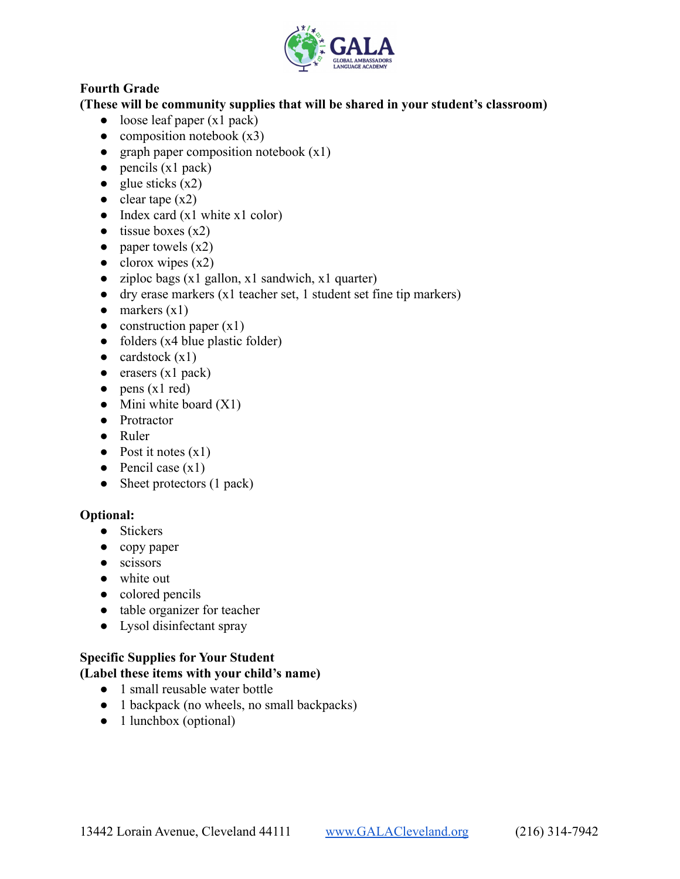**Fourth Grade**
**(These will be community supplies that will be shared in your student's classroom)**

- loose leaf paper (x1 pack)
- composition notebook (x3)
- graph paper composition notebook (x1)
- pencils (x1 pack)
- glue sticks (x2)
- clear tape (x2)
- Index card (x1 white x1 color)
- tissue boxes (x2)
- paper towels (x2)
- clorox wipes (x2)
- ziploc bags (x1 gallon, x1 sandwich, x1 quarter)
- dry erase markers (x1 teacher set, 1 student set fine tip markers)
- markers (x1)
- construction paper (x1)
- folders (x4 blue plastic folder)
- cardstock (x1)
- erasers (x1 pack)
- pens (x1 red)
- Mini white board (X1)
- Protractor
- Ruler
- Post it notes (x1)
- Pencil case (x1)
- Sheet protectors (1 pack)

**Optional:**

- Stickers
- copy paper
- scissors
- white out
- colored pencils
- table organizer for teacher
- Lysol disinfectant spray

**Specific Supplies for Your Student**
**(Label these items with your child's name)**

- 1 small reusable water bottle
- 1 backpack (no wheels, no small backpacks)
- 1 lunchbox (optional)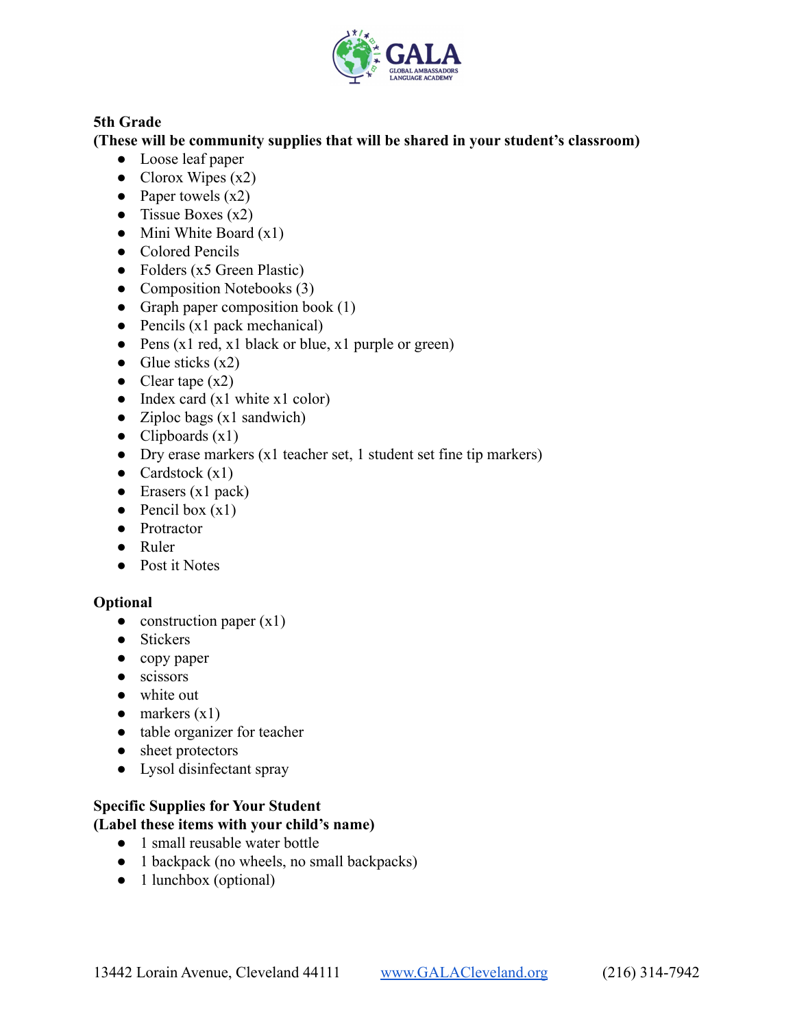**5th Grade**
**(These will be community supplies that will be shared in your student's classroom)**

- Loose leaf paper
- Clorox Wipes (x2)
- Paper towels (x2)
- Tissue Boxes (x2)
- Mini White Board (x1)
- Colored Pencils
- Folders (x5 Green Plastic)
- Composition Notebooks (3)
- Graph paper composition book (1)
- Pencils (x1 pack mechanical)
- Pens (x1 red, x1 black or blue, x1 purple or green)
- Glue sticks (x2)
- Clear tape (x2)
- Index card (x1 white x1 color)
- Ziploc bags (x1 sandwich)
- Clipboards (x1)
- Dry erase markers (x1 teacher set, 1 student set fine tip markers)
- Cardstock (x1)
- Erasers (x1 pack)
- Pencil box (x1)
- Protractor
- Ruler
- Post it Notes

**Optional**

- construction paper (x1)
- Stickers
- copy paper
- scissors
- white out
- markers (x1)
- table organizer for teacher
- sheet protectors
- Lysol disinfectant spray

**Specific Supplies for Your Student**
**(Label these items with your child's name)**

- 1 small reusable water bottle
- 1 backpack (no wheels, no small backpacks)
- 1 lunchbox (optional)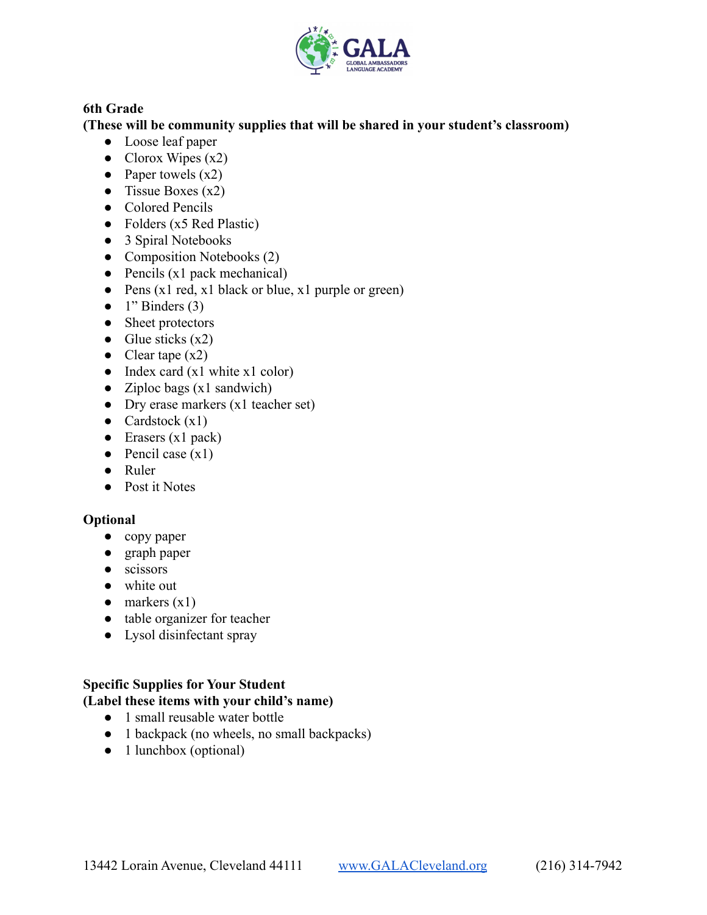**6th Grade**
**(These will be community supplies that will be shared in your student's classroom)**

- Loose leaf paper
- Clorox Wipes (x2)
- Paper towels (x2)
- Tissue Boxes (x2)
- Colored Pencils
- Folders (x5 Red Plastic)
- 3 Spiral Notebooks
- Composition Notebooks (2)
- Pencils (x1 pack mechanical)
- Pens (x1 red, x1 black or blue, x1 purple or green)
- 1" Binders (3)
- Sheet protectors
- Glue sticks (x2)
- Clear tape (x2)
- Index card (x1 white x1 color)
- Ziploc bags (x1 sandwich)
- Dry erase markers (x1 teacher set)
- Cardstock (x1)
- Erasers (x1 pack)
- Pencil case (x1)
- Ruler
- Post it Notes

**Optional**

- copy paper
- graph paper
- scissors
- white out
- markers (x1)
- table organizer for teacher
- Lysol disinfectant spray

**Specific Supplies for Your Student**
**(Label these items with your child's name)**

- 1 small reusable water bottle
- 1 backpack (no wheels, no small backpacks)
- 1 lunchbox (optional)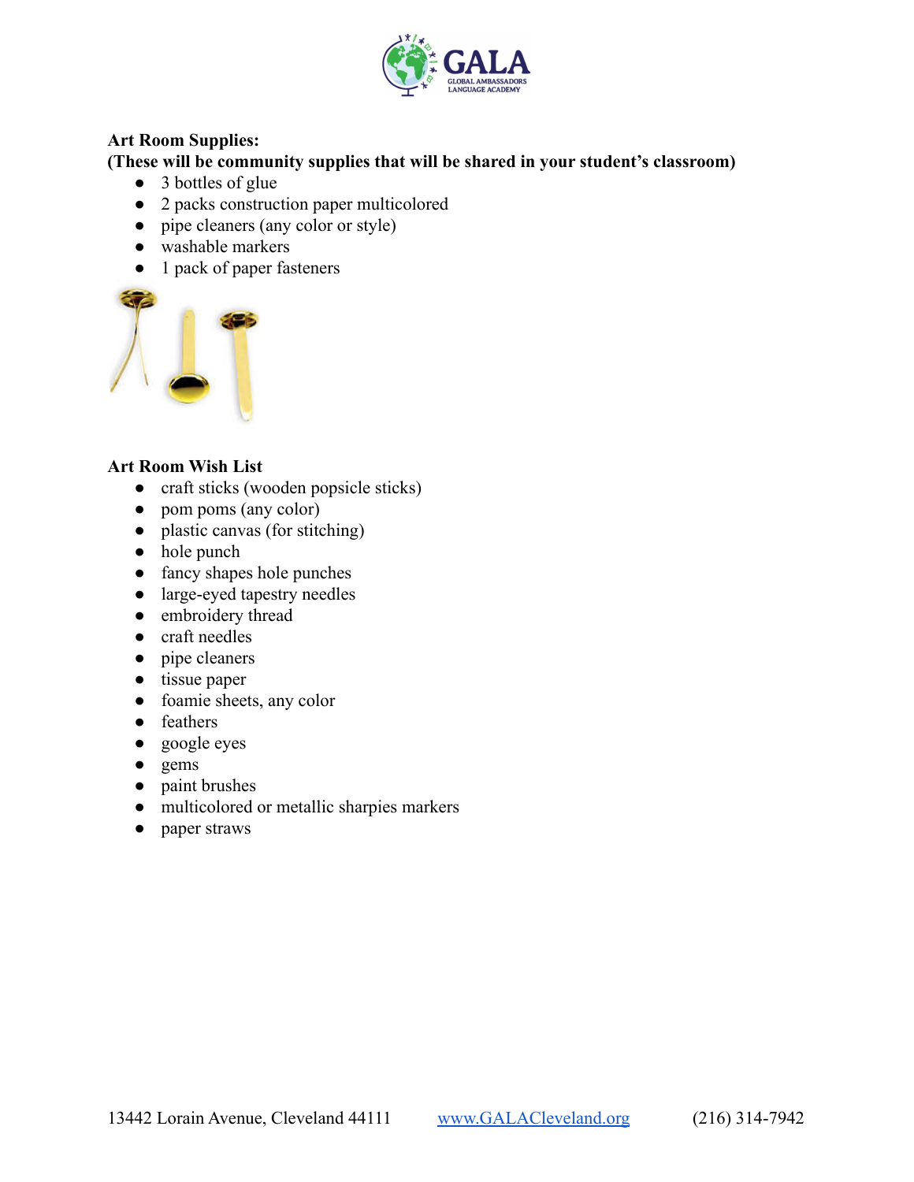**Art Room Supplies:**

**(These will be community supplies that will be shared in your student's classroom)**

- 3 bottles of glue
- 2 packs construction paper multicolored
- pipe cleaners (any color or style)
- washable markers
- 1 pack of paper fasteners

**Art Room Wish List**

- craft sticks (wooden popsicle sticks)
- pom poms (any color)
- plastic canvas (for stitching)
- hole punch
- fancy shapes hole punches
- large-eyed tapestry needles
- embroidery thread
- craft needles
- pipe cleaners
- tissue paper
- foamie sheets, any color
- feathers
- google eyes
- gems
- paint brushes
- multicolored or metallic sharpies markers
- paper straws